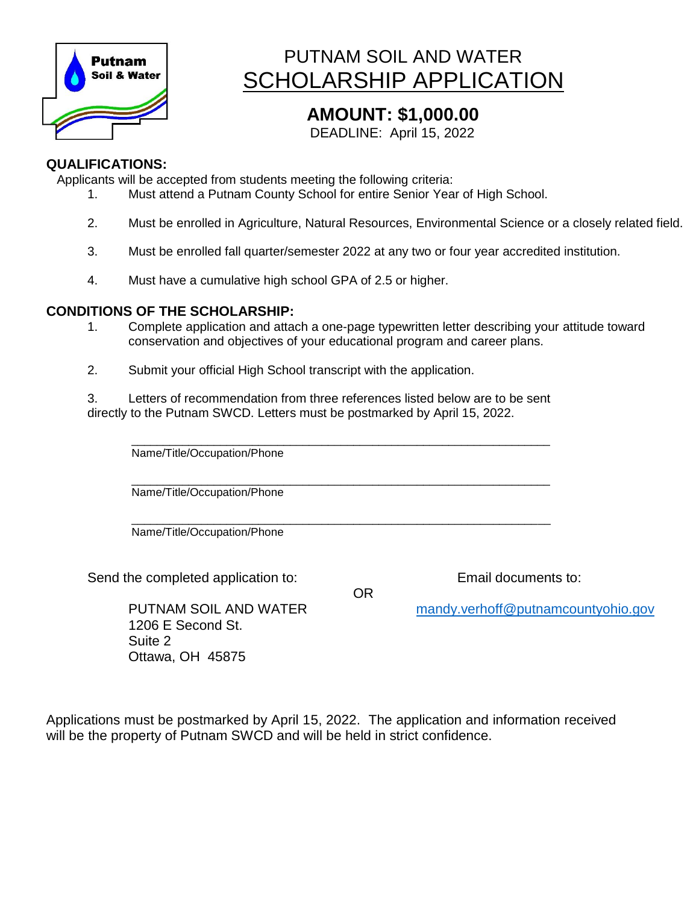Putnam
Soil & Water

# PUTNAM SOIL AND WATER
# SCHOLARSHIP APPLICATION

## AMOUNT: $1,000.00

DEADLINE: April 15, 2022

**QUALIFICATIONS:**

Applicants will be accepted from students meeting the following criteria:

1. Must attend a Putnam County School for entire Senior Year of High School.
2. Must be enrolled in Agriculture, Natural Resources, Environmental Science or a closely related field.
3. Must be enrolled fall quarter/semester 2022 at any two or four year accredited institution.
4. Must have a cumulative high school GPA of 2.5 or higher.

**CONDITIONS OF THE SCHOLARSHIP:**

1. Complete application and attach a one-page typewritten letter describing your attitude toward conservation and objectives of your educational program and career plans.
2. Submit your official High School transcript with the application.
3. Letters of recommendation from three references listed below are to be sent directly to the Putnam SWCD. Letters must be postmarked by April 15, 2022.

_______________________________________________
Name/Title/Occupation/Phone

_______________________________________________
Name/Title/Occupation/Phone

_______________________________________________
Name/Title/Occupation/Phone

Send the completed application to:

PUTNAM SOIL AND WATER
1206 E Second St.
Suite 2
Ottawa, OH 45875

OR

Email documents to:

mandy.verhoff@putnamcountyohio.gov

Applications must be postmarked by April 15, 2022. The application and information received will be the property of Putnam SWCD and will be held in strict confidence.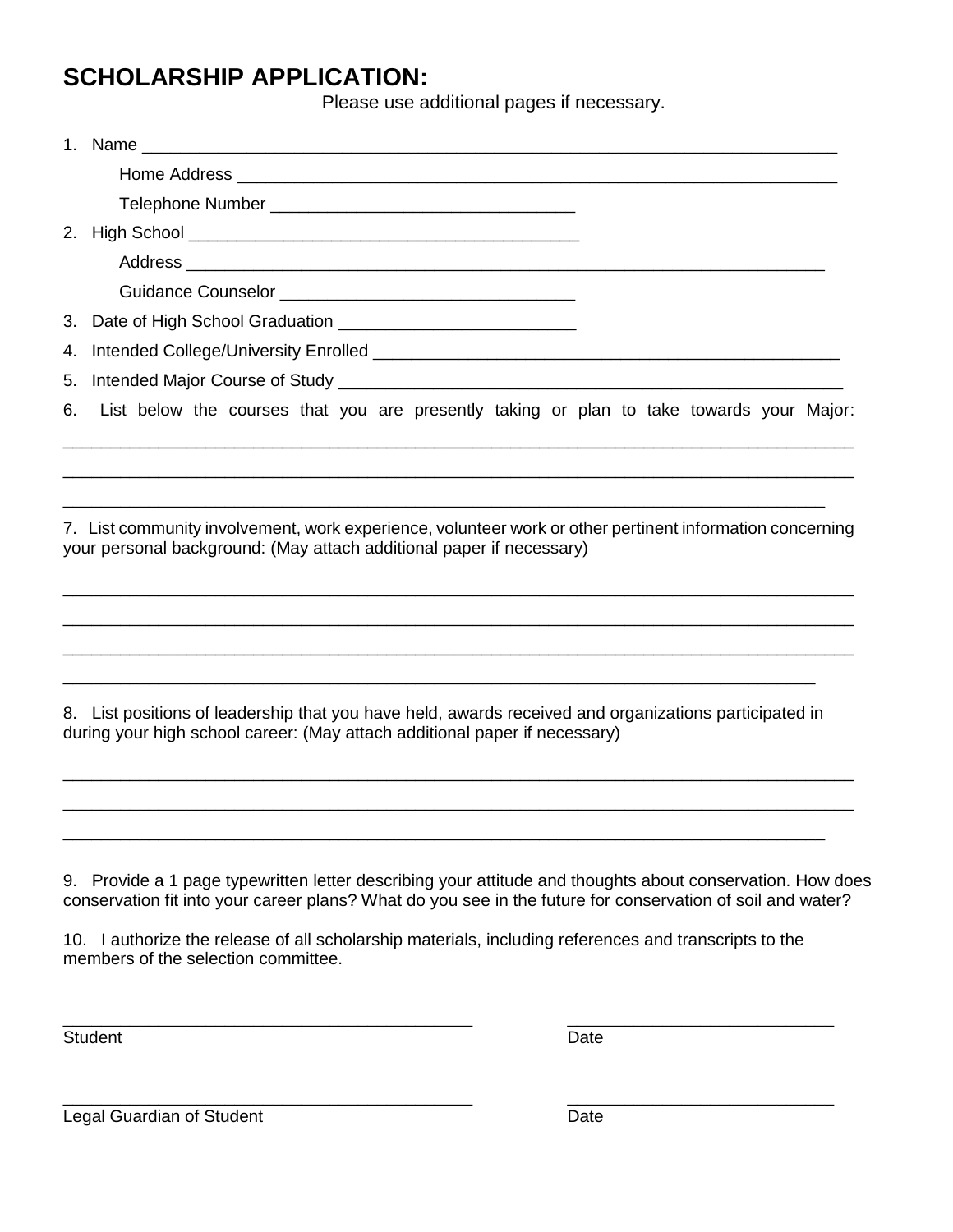# SCHOLARSHIP APPLICATION:

Please use additional pages if necessary.

1. Name ___________________________________________________________________________

   Home Address _________________________________________________________________

   Telephone Number ________________________________

2. High School __________________________________________

   Address ______________________________________________________________________

   Guidance Counselor _______________________________

3. Date of High School Graduation _________________________

4. Intended College/University Enrolled ____________________________________________________

5. Intended Major Course of Study _______________________________________________________

6. List below the courses that you are presently taking or plan to take towards your Major:

_____________________________________________________________________________________

_____________________________________________________________________________________

___________________________________________________________________________________

7. List community involvement, work experience, volunteer work or other pertinent information concerning your personal background: (May attach additional paper if necessary)

_____________________________________________________________________________________

_____________________________________________________________________________________

_____________________________________________________________________________________

_________________________________________________________________________________

8. List positions of leadership that you have held, awards received and organizations participated in during your high school career: (May attach additional paper if necessary)

_____________________________________________________________________________________

_____________________________________________________________________________________

___________________________________________________________________________________

9. Provide a 1 page typewritten letter describing your attitude and thoughts about conservation. How does conservation fit into your career plans? What do you see in the future for conservation of soil and water?

10. I authorize the release of all scholarship materials, including references and transcripts to the members of the selection committee.

____________________________________________ ____________________________

Student Date

____________________________________________ ____________________________

Legal Guardian of Student Date